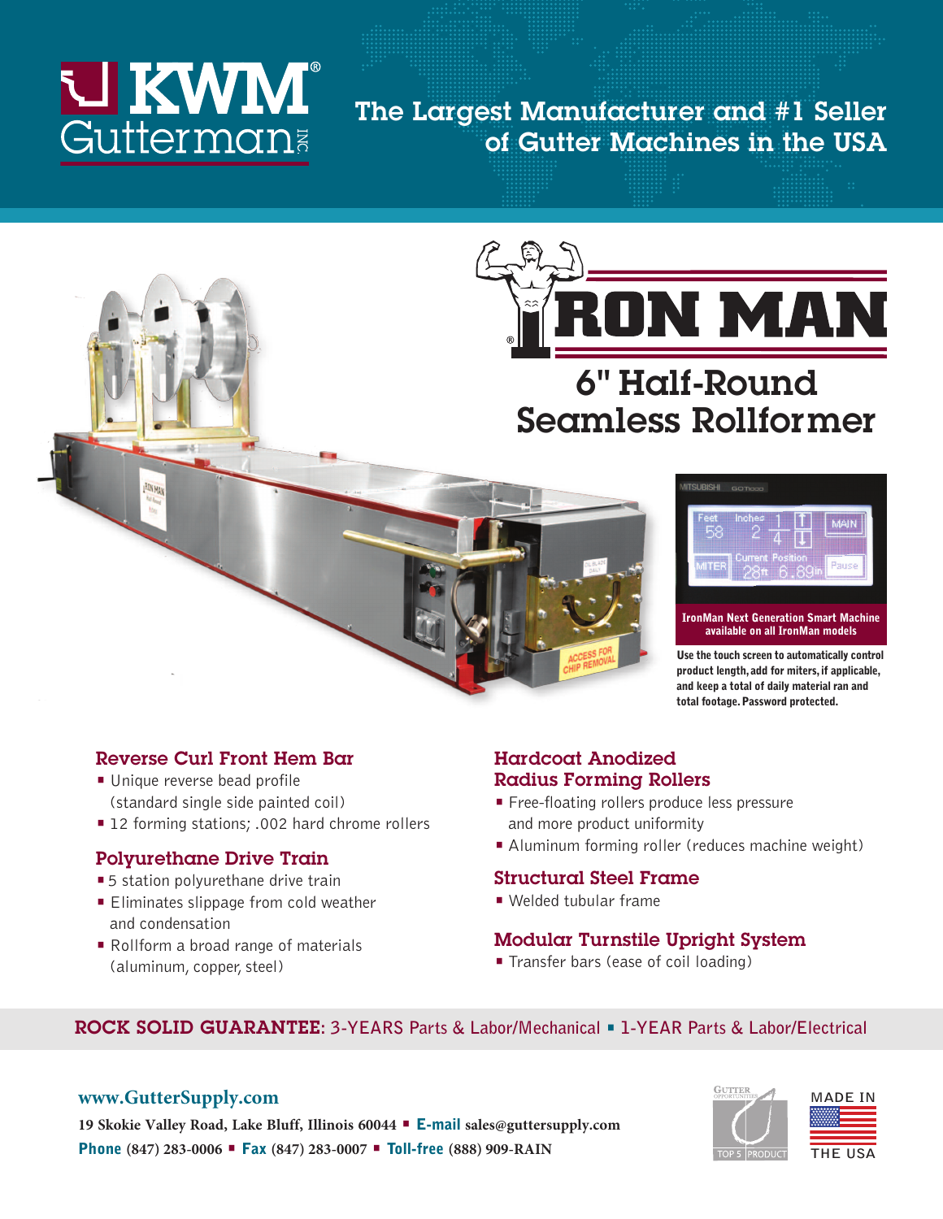# KWM Gutterman Inc.

## The Largest Manufacturer and #1 Seller of Gutter Machines in the USA

# IRON MAN®

## 6" Half-Round Seamless Rollformer

**IronMan Next Generation Smart Machine available on all IronMan models**

**Use the touch screen to automatically control product length, add for miters, if applicable, and keep a total of daily material ran and total footage. Password protected.**

### Reverse Curl Front Hem Bar

- Unique reverse bead profile (standard single side painted coil)
- 12 forming stations; .002 hard chrome rollers

### Polyurethane Drive Train

- 5 station polyurethane drive train
- Eliminates slippage from cold weather and condensation
- Rollform a broad range of materials (aluminum, copper, steel)

### Hardcoat Anodized Radius Forming Rollers

- Free-floating rollers produce less pressure and more product uniformity
- Aluminum forming roller (reduces machine weight)

### Structural Steel Frame

- Welded tubular frame

### Modular Turnstile Upright System

- Transfer bars (ease of coil loading)

**ROCK SOLID GUARANTEE:** 3-YEARS Parts & Labor/Mechanical ▪ 1-YEAR Parts & Labor/Electrical

**www.GutterSupply.com**

19 Skokie Valley Road, Lake Bluff, Illinois 60044 ▪ **E-mail** sales@guttersupply.com

**Phone** (847) 283-0006 ▪ **Fax** (847) 283-0007 ▪ **Toll-free** (888) 909-RAIN

GUTTER OPPORTUNITIES TOP 5 PRODUCT

MADE IN THE USA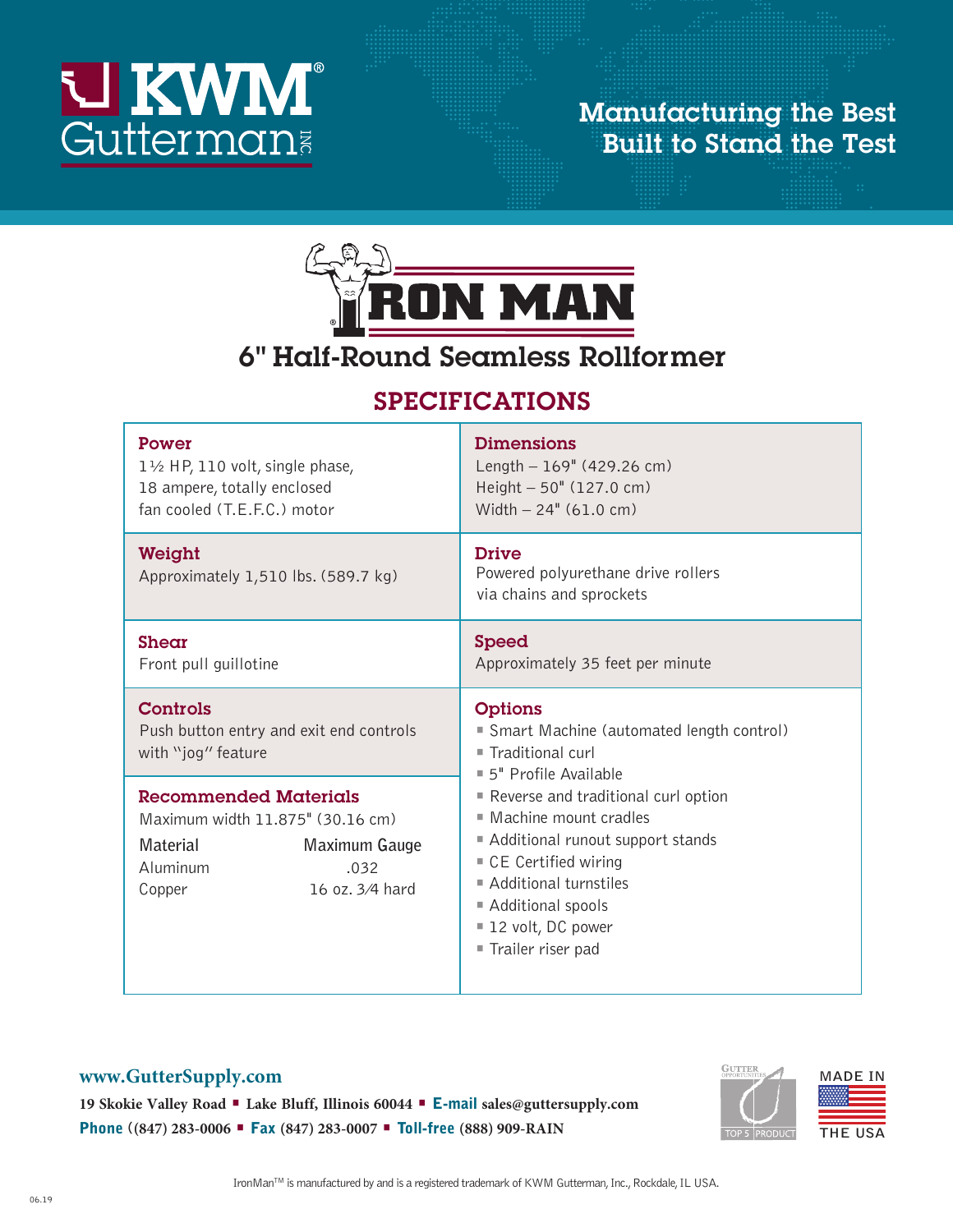KWM Gutterman INC.

Manufacturing the Best
Built to Stand the Test

# IRON MAN

## 6" Half-Round Seamless Rollformer

## SPECIFICATIONS

**Power**
1½ HP, 110 volt, single phase, 18 ampere, totally enclosed fan cooled (T.E.F.C.) motor

**Dimensions**
Length – 169" (429.26 cm)
Height – 50" (127.0 cm)
Width – 24" (61.0 cm)

**Weight**
Approximately 1,510 lbs. (589.7 kg)

**Drive**
Powered polyurethane drive rollers via chains and sprockets

**Shear**
Front pull guillotine

**Speed**
Approximately 35 feet per minute

**Controls**
Push button entry and exit end controls with "jog" feature

**Recommended Materials**
Maximum width 11.875" (30.16 cm)

| Material | Maximum Gauge |
|---|---|
| Aluminum | .032 |
| Copper | 16 oz. 3/4 hard |

**Options**
- Smart Machine (automated length control)
- Traditional curl
- 5" Profile Available
- Reverse and traditional curl option
- Machine mount cradles
- Additional runout support stands
- CE Certified wiring
- Additional turnstiles
- Additional spools
- 12 volt, DC power
- Trailer riser pad

**www.GutterSupply.com**
19 Skokie Valley Road ▪ Lake Bluff, Illinois 60044 ▪ **E-mail** sales@guttersupply.com
**Phone** ((847) 283-0006 ▪ **Fax** (847) 283-0007 ▪ **Toll-free** (888) 909-RAIN

GUTTER OPPORTUNITIES TOP 5 PRODUCT

MADE IN THE USA

IronMan™ is manufactured by and is a registered trademark of KWM Gutterman, Inc., Rockdale, IL USA.

06.19